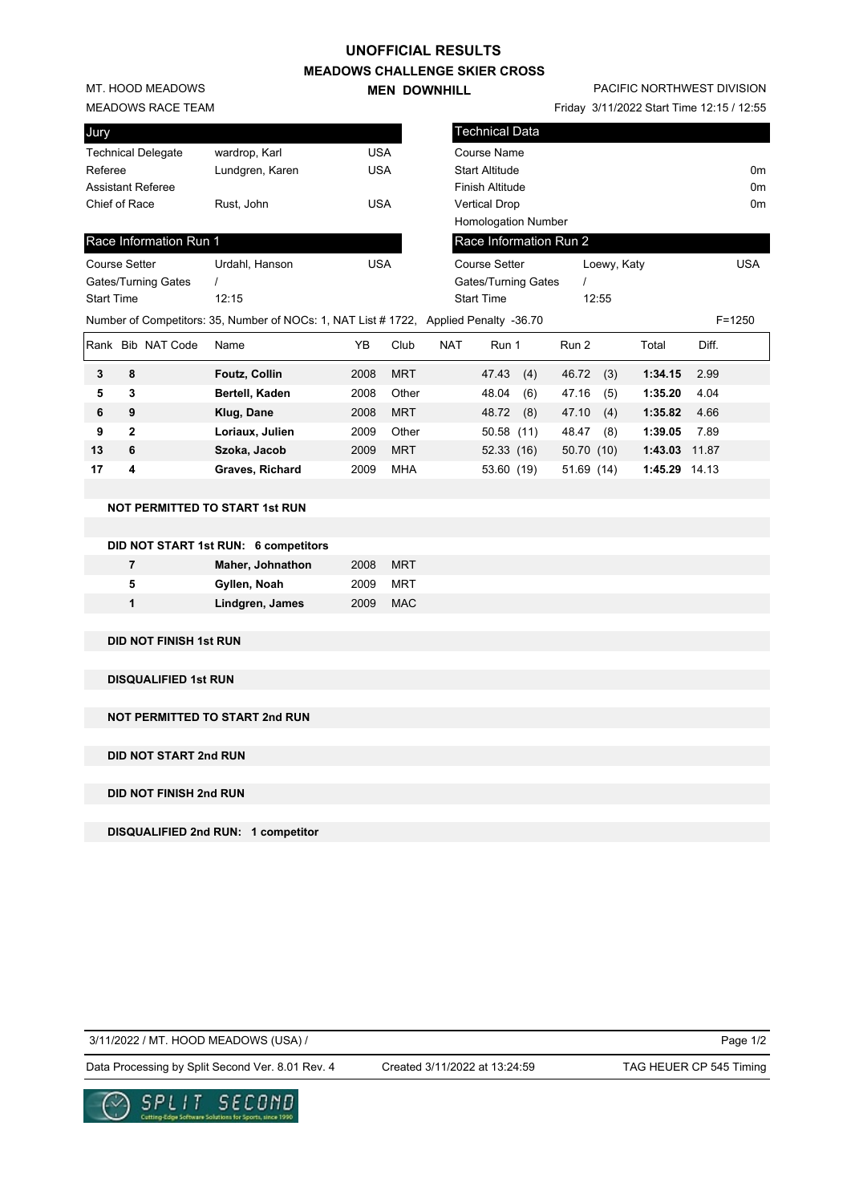# UNOFFICIAL RESULTS

## MEADOWS CHALLENGE SKIER CROSS

### MEN DOWNHILL

MT. HOOD MEADOWS
MEADOWS RACE TEAM

PACIFIC NORTHWEST DIVISION
Friday 3/11/2022 Start Time 12:15 / 12:55

| Jury | | |
|---|---|---|
| Technical Delegate | wardrop, Karl | USA |
| Referee | Lundgren, Karen | USA |
| Assistant Referee | | |
| Chief of Race | Rust, John | USA |

| Technical Data | |
|---|---|
| Course Name | |
| Start Altitude | 0m |
| Finish Altitude | 0m |
| Vertical Drop | 0m |
| Homologation Number | |

| Race Information Run 1 | | |
|---|---|---|
| Course Setter | Urdahl, Hanson | USA |
| Gates/Turning Gates | / | |
| Start Time | 12:15 | |

| Race Information Run 2 | | |
|---|---|---|
| Course Setter | Loewy, Katy | USA |
| Gates/Turning Gates | / | |
| Start Time | 12:55 | |

Number of Competitors: 35, Number of NOCs: 1, NAT List # 1722, Applied Penalty -36.70 F=1250

| Rank | Bib | NAT Code | Name | YB | Club | NAT | Run 1 | Run 2 | Total | Diff. |
|---|---|---|---|---|---|---|---|---|---|---|
| **3** | **8** | | **Foutz, Collin** | 2008 | MRT | | 47.43 (4) | 46.72 (3) | **1:34.15** | 2.99 |
| **5** | **3** | | **Bertell, Kaden** | 2008 | Other | | 48.04 (6) | 47.16 (5) | **1:35.20** | 4.04 |
| **6** | **9** | | **Klug, Dane** | 2008 | MRT | | 48.72 (8) | 47.10 (4) | **1:35.82** | 4.66 |
| **9** | **2** | | **Loriaux, Julien** | 2009 | Other | | 50.58 (11) | 48.47 (8) | **1:39.05** | 7.89 |
| **13** | **6** | | **Szoka, Jacob** | 2009 | MRT | | 52.33 (16) | 50.70 (10) | **1:43.03** | 11.87 |
| **17** | **4** | | **Graves, Richard** | 2009 | MHA | | 53.60 (19) | 51.69 (14) | **1:45.29** | 14.13 |

**NOT PERMITTED TO START 1st RUN**

**DID NOT START 1st RUN: 6 competitors**

| Bib | Name | YB | Club |
|---|---|---|---|
| **7** | **Maher, Johnathon** | 2008 | MRT |
| **5** | **Gyllen, Noah** | 2009 | MRT |
| **1** | **Lindgren, James** | 2009 | MAC |

**DID NOT FINISH 1st RUN**

**DISQUALIFIED 1st RUN**

**NOT PERMITTED TO START 2nd RUN**

**DID NOT START 2nd RUN**

**DID NOT FINISH 2nd RUN**

**DISQUALIFIED 2nd RUN: 1 competitor**

3/11/2022 / MT. HOOD MEADOWS (USA) /

Data Processing by Split Second Ver. 8.01 Rev. 4 — Created 3/11/2022 at 13:24:59 — TAG HEUER CP 545 Timing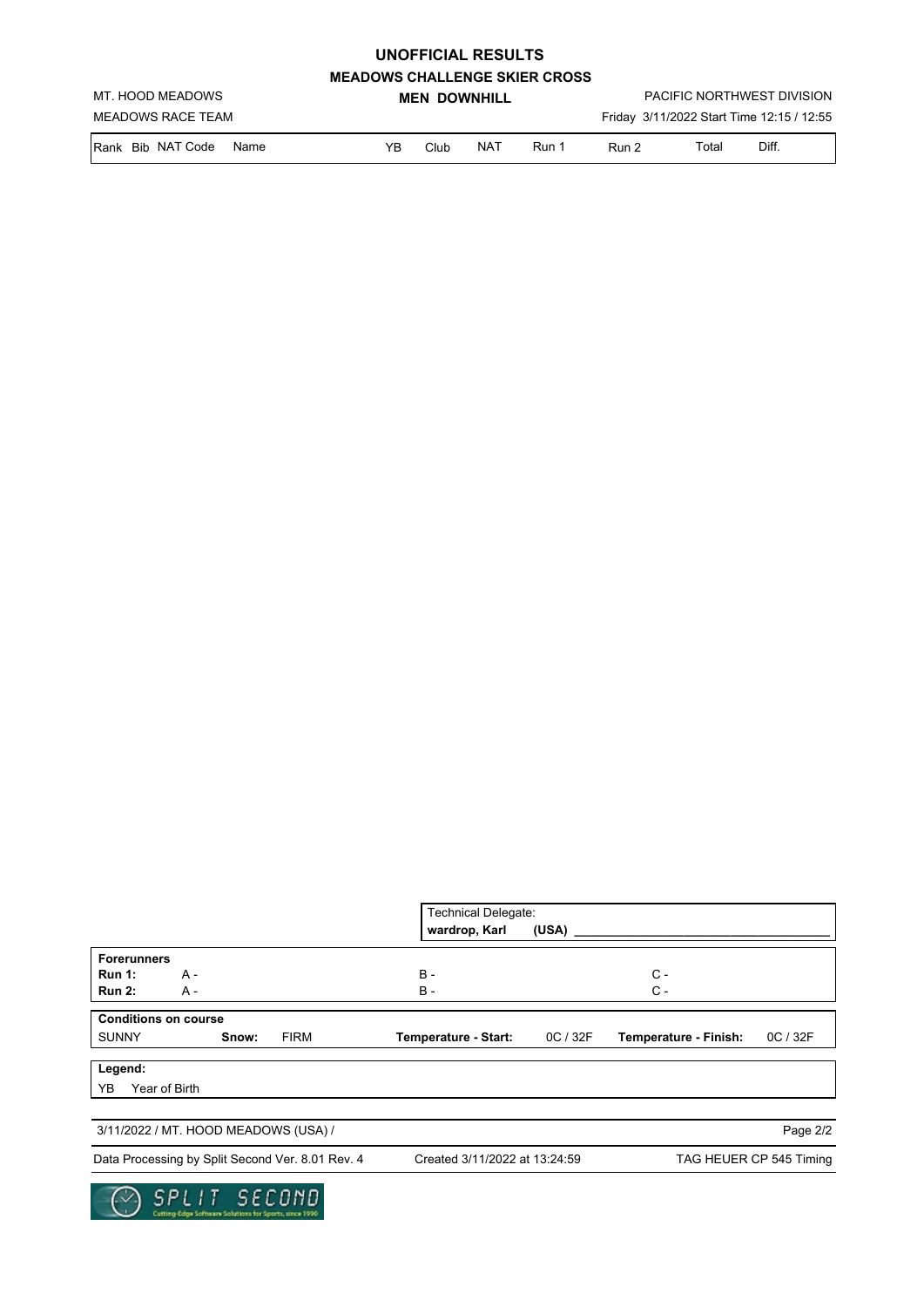# UNOFFICIAL RESULTS

## MEADOWS CHALLENGE SKIER CROSS

MT. HOOD MEADOWS

MEADOWS RACE TEAM

**MEN DOWNHILL**

PACIFIC NORTHWEST DIVISION

Friday 3/11/2022 Start Time 12:15 / 12:55

| Rank | Bib | NAT Code | Name | YB | Club | NAT | Run 1 | Run 2 | Total | Diff. |
|---|---|---|---|---|---|---|---|---|---|---|

Technical Delegate:
**wardrop, Karl** **(USA)** ___________________________________

**Forerunners**

| | | | |
|---|---|---|---|
| **Run 1:** | A - | B - | C - |
| **Run 2:** | A - | B - | C - |

**Conditions on course**

| | | | | | | |
|---|---|---|---|---|---|---|
| SUNNY | **Snow:** FIRM | **Temperature - Start:** | 0C / 32F | **Temperature - Finish:** | 0C / 32F | |

**Legend:**

YB Year of Birth

3/11/2022 / MT. HOOD MEADOWS (USA) /

Data Processing by Split Second Ver. 8.01 Rev. 4 — Created 3/11/2022 at 13:24:59 — TAG HEUER CP 545 Timing